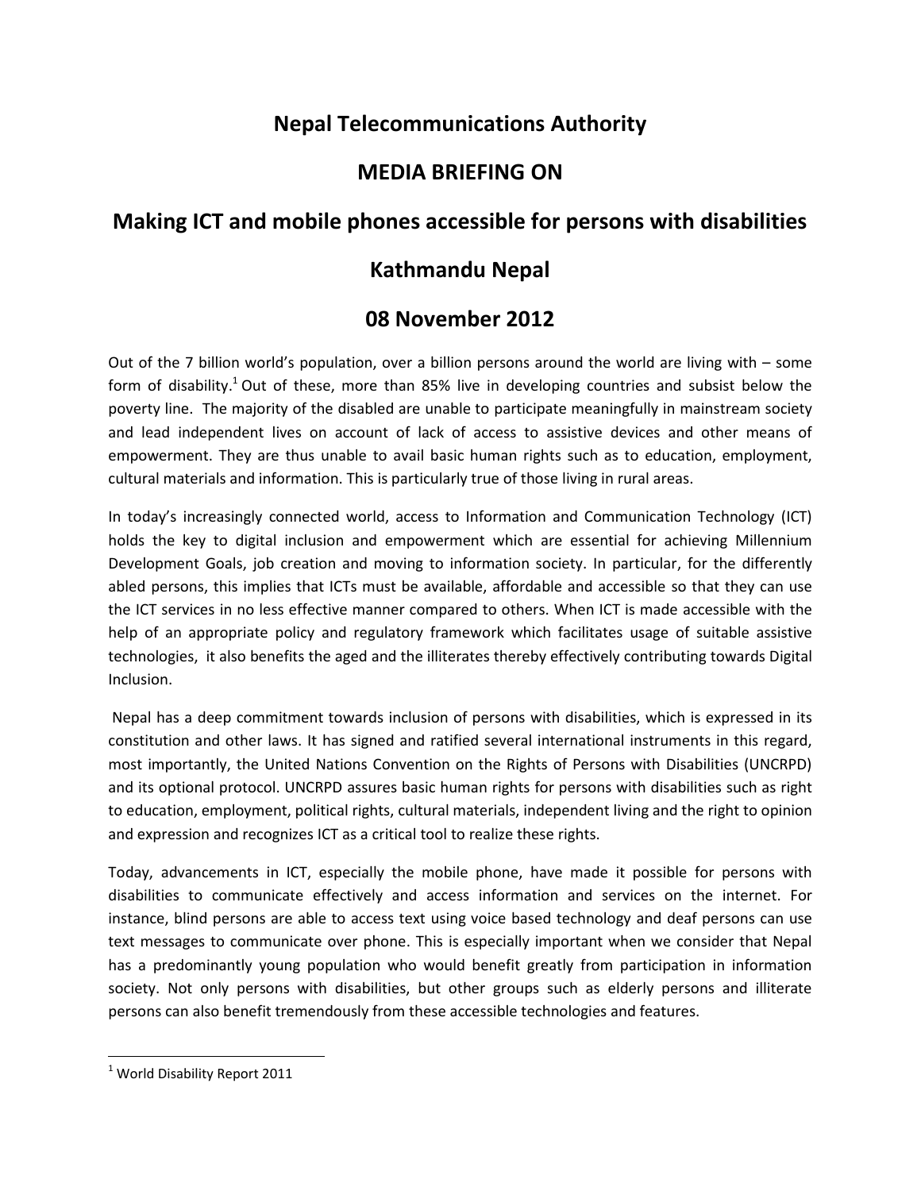# Nepal Telecommunications Authority

## MEDIA BRIEFING ON

## Making ICT and mobile phones accessible for persons with disabilities

## Kathmandu Nepal

## 08 November 2012

Out of the 7 billion world's population, over a billion persons around the world are living with – some form of disability.[1] Out of these, more than 85% live in developing countries and subsist below the poverty line. The majority of the disabled are unable to participate meaningfully in mainstream society and lead independent lives on account of lack of access to assistive devices and other means of empowerment. They are thus unable to avail basic human rights such as to education, employment, cultural materials and information. This is particularly true of those living in rural areas.

In today's increasingly connected world, access to Information and Communication Technology (ICT) holds the key to digital inclusion and empowerment which are essential for achieving Millennium Development Goals, job creation and moving to information society. In particular, for the differently abled persons, this implies that ICTs must be available, affordable and accessible so that they can use the ICT services in no less effective manner compared to others. When ICT is made accessible with the help of an appropriate policy and regulatory framework which facilitates usage of suitable assistive technologies, it also benefits the aged and the illiterates thereby effectively contributing towards Digital Inclusion.

Nepal has a deep commitment towards inclusion of persons with disabilities, which is expressed in its constitution and other laws. It has signed and ratified several international instruments in this regard, most importantly, the United Nations Convention on the Rights of Persons with Disabilities (UNCRPD) and its optional protocol. UNCRPD assures basic human rights for persons with disabilities such as right to education, employment, political rights, cultural materials, independent living and the right to opinion and expression and recognizes ICT as a critical tool to realize these rights.

Today, advancements in ICT, especially the mobile phone, have made it possible for persons with disabilities to communicate effectively and access information and services on the internet. For instance, blind persons are able to access text using voice based technology and deaf persons can use text messages to communicate over phone. This is especially important when we consider that Nepal has a predominantly young population who would benefit greatly from participation in information society. Not only persons with disabilities, but other groups such as elderly persons and illiterate persons can also benefit tremendously from these accessible technologies and features.

---

[1] World Disability Report 2011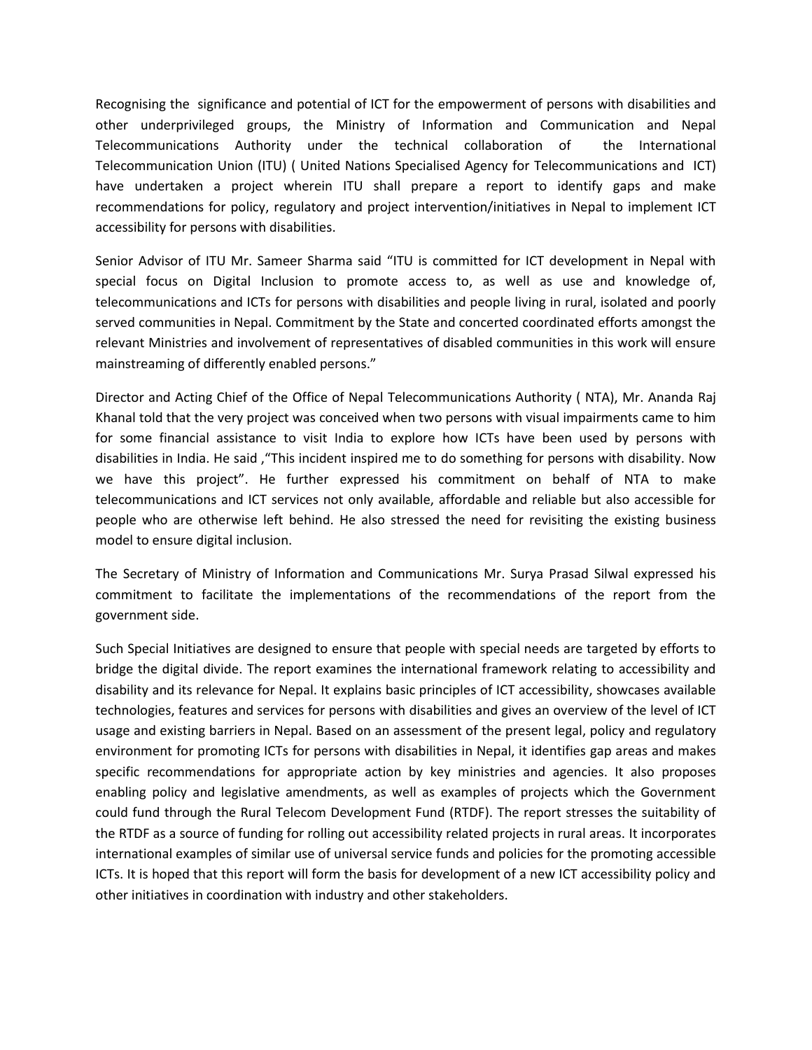Recognising the significance and potential of ICT for the empowerment of persons with disabilities and other underprivileged groups, the Ministry of Information and Communication and Nepal Telecommunications Authority under the technical collaboration of the International Telecommunication Union (ITU) ( United Nations Specialised Agency for Telecommunications and ICT) have undertaken a project wherein ITU shall prepare a report to identify gaps and make recommendations for policy, regulatory and project intervention/initiatives in Nepal to implement ICT accessibility for persons with disabilities.

Senior Advisor of ITU Mr. Sameer Sharma said "ITU is committed for ICT development in Nepal with special focus on Digital Inclusion to promote access to, as well as use and knowledge of, telecommunications and ICTs for persons with disabilities and people living in rural, isolated and poorly served communities in Nepal. Commitment by the State and concerted coordinated efforts amongst the relevant Ministries and involvement of representatives of disabled communities in this work will ensure mainstreaming of differently enabled persons."

Director and Acting Chief of the Office of Nepal Telecommunications Authority ( NTA), Mr. Ananda Raj Khanal told that the very project was conceived when two persons with visual impairments came to him for some financial assistance to visit India to explore how ICTs have been used by persons with disabilities in India. He said ,"This incident inspired me to do something for persons with disability. Now we have this project". He further expressed his commitment on behalf of NTA to make telecommunications and ICT services not only available, affordable and reliable but also accessible for people who are otherwise left behind. He also stressed the need for revisiting the existing business model to ensure digital inclusion.

The Secretary of Ministry of Information and Communications Mr. Surya Prasad Silwal expressed his commitment to facilitate the implementations of the recommendations of the report from the government side.

Such Special Initiatives are designed to ensure that people with special needs are targeted by efforts to bridge the digital divide. The report examines the international framework relating to accessibility and disability and its relevance for Nepal. It explains basic principles of ICT accessibility, showcases available technologies, features and services for persons with disabilities and gives an overview of the level of ICT usage and existing barriers in Nepal. Based on an assessment of the present legal, policy and regulatory environment for promoting ICTs for persons with disabilities in Nepal, it identifies gap areas and makes specific recommendations for appropriate action by key ministries and agencies. It also proposes enabling policy and legislative amendments, as well as examples of projects which the Government could fund through the Rural Telecom Development Fund (RTDF). The report stresses the suitability of the RTDF as a source of funding for rolling out accessibility related projects in rural areas. It incorporates international examples of similar use of universal service funds and policies for the promoting accessible ICTs. It is hoped that this report will form the basis for development of a new ICT accessibility policy and other initiatives in coordination with industry and other stakeholders.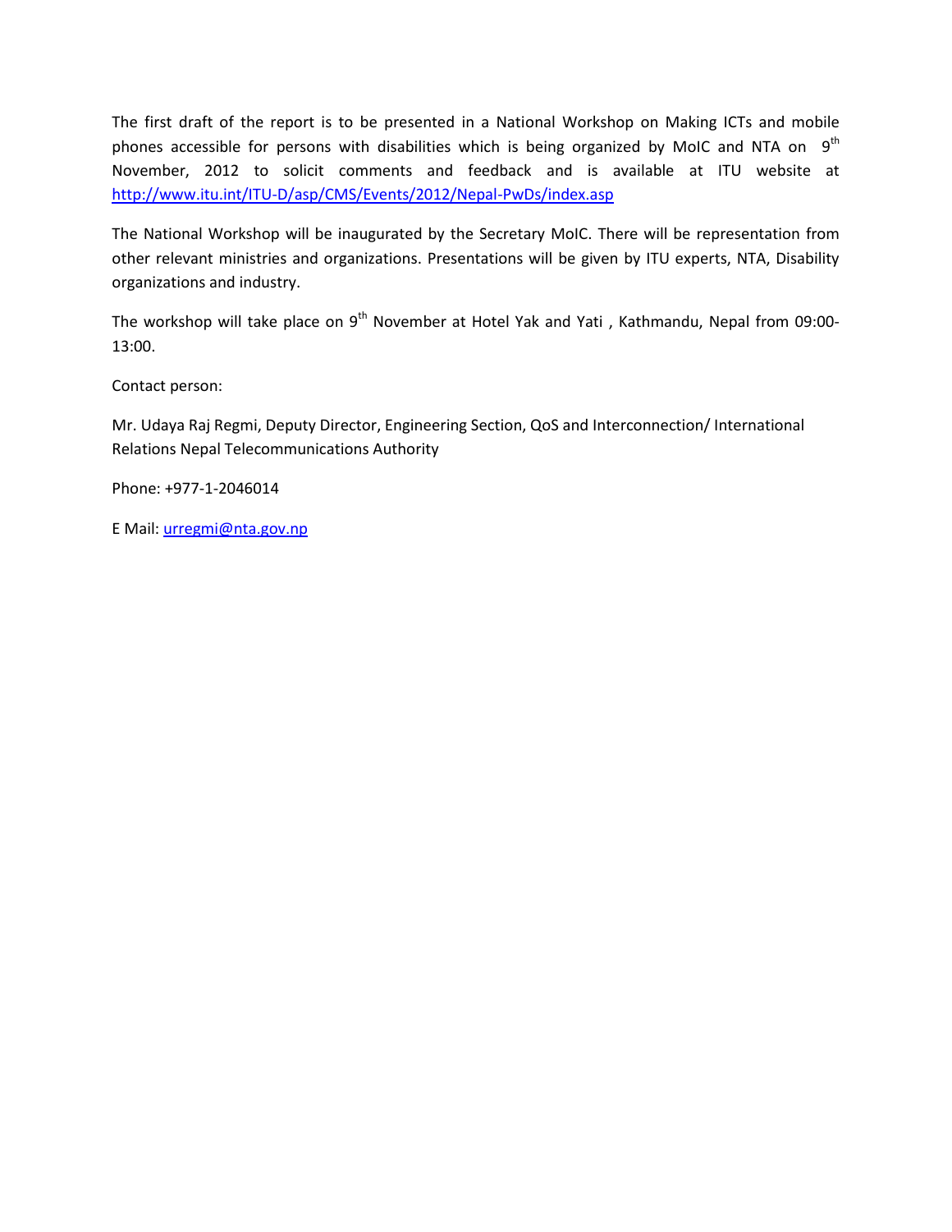The first draft of the report is to be presented in a National Workshop on Making ICTs and mobile phones accessible for persons with disabilities which is being organized by MoIC and NTA on 9th November, 2012 to solicit comments and feedback and is available at ITU website at http://www.itu.int/ITU-D/asp/CMS/Events/2012/Nepal-PwDs/index.asp

The National Workshop will be inaugurated by the Secretary MoIC. There will be representation from other relevant ministries and organizations. Presentations will be given by ITU experts, NTA, Disability organizations and industry.

The workshop will take place on 9th November at Hotel Yak and Yati , Kathmandu, Nepal from 09:00-13:00.

Contact person:

Mr. Udaya Raj Regmi, Deputy Director, Engineering Section, QoS and Interconnection/ International Relations Nepal Telecommunications Authority

Phone: +977-1-2046014

E Mail: urregmi@nta.gov.np